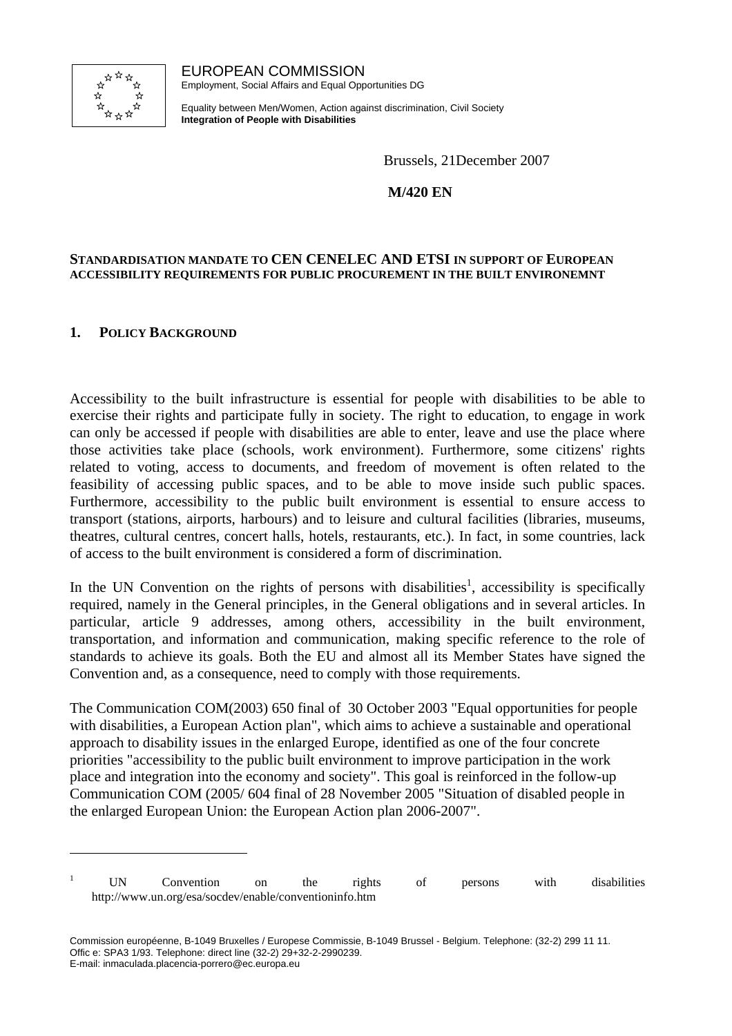EUROPEAN COMMISSION
Employment, Social Affairs and Equal Opportunities DG

Equality between Men/Women, Action against discrimination, Civil Society
**Integration of People with Disabilities**

Brussels, 21December 2007

**M/420 EN**

**STANDARDISATION MANDATE TO CEN CENELEC AND ETSI IN SUPPORT OF EUROPEAN ACCESSIBILITY REQUIREMENTS FOR PUBLIC PROCUREMENT IN THE BUILT ENVIRONEMNT**

## 1. POLICY BACKGROUND

Accessibility to the built infrastructure is essential for people with disabilities to be able to exercise their rights and participate fully in society. The right to education, to engage in work can only be accessed if people with disabilities are able to enter, leave and use the place where those activities take place (schools, work environment). Furthermore, some citizens' rights related to voting, access to documents, and freedom of movement is often related to the feasibility of accessing public spaces, and to be able to move inside such public spaces. Furthermore, accessibility to the public built environment is essential to ensure access to transport (stations, airports, harbours) and to leisure and cultural facilities (libraries, museums, theatres, cultural centres, concert halls, hotels, restaurants, etc.). In fact, in some countries, lack of access to the built environment is considered a form of discrimination.

In the UN Convention on the rights of persons with disabilities[1], accessibility is specifically required, namely in the General principles, in the General obligations and in several articles. In particular, article 9 addresses, among others, accessibility in the built environment, transportation, and information and communication, making specific reference to the role of standards to achieve its goals. Both the EU and almost all its Member States have signed the Convention and, as a consequence, need to comply with those requirements.

The Communication COM(2003) 650 final of 30 October 2003 "Equal opportunities for people with disabilities, a European Action plan", which aims to achieve a sustainable and operational approach to disability issues in the enlarged Europe, identified as one of the four concrete priorities "accessibility to the public built environment to improve participation in the work place and integration into the economy and society". This goal is reinforced in the follow-up Communication COM (2005/ 604 final of 28 November 2005 "Situation of disabled people in the enlarged European Union: the European Action plan 2006-2007".

[1] UN Convention on the rights of persons with disabilities http://www.un.org/esa/socdev/enable/conventioninfo.htm

Commission européenne, B-1049 Bruxelles / Europese Commissie, B-1049 Brussel - Belgium. Telephone: (32-2) 299 11 11.
Offic e: SPA3 1/93. Telephone: direct line (32-2) 29+32-2-2990239.
E-mail: inmaculada.placencia-porrero@ec.europa.eu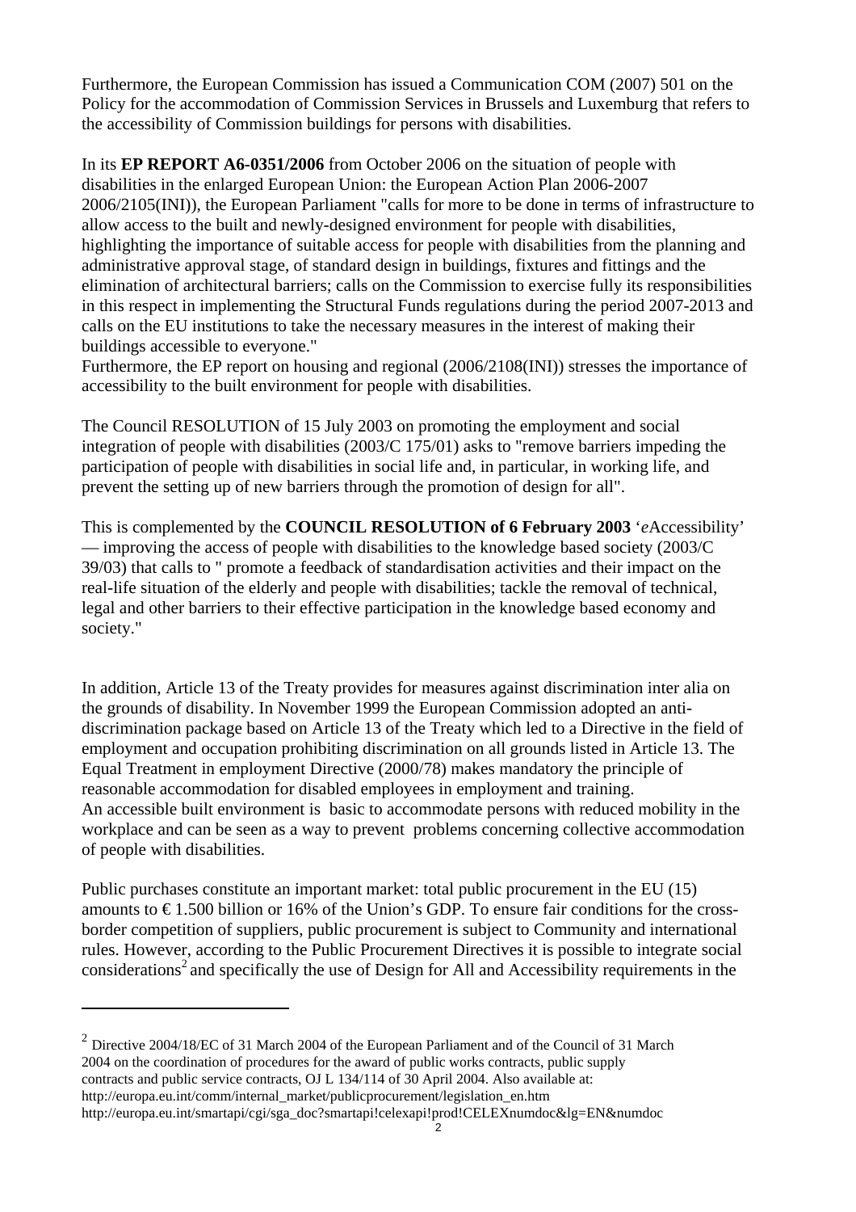Furthermore, the European Commission has issued a Communication COM (2007) 501 on the Policy for the accommodation of Commission Services in Brussels and Luxemburg that refers to the accessibility of Commission buildings for persons with disabilities.

In its **EP REPORT A6-0351/2006** from October 2006 on the situation of people with disabilities in the enlarged European Union: the European Action Plan 2006-2007 2006/2105(INI)), the European Parliament "calls for more to be done in terms of infrastructure to allow access to the built and newly-designed environment for people with disabilities, highlighting the importance of suitable access for people with disabilities from the planning and administrative approval stage, of standard design in buildings, fixtures and fittings and the elimination of architectural barriers; calls on the Commission to exercise fully its responsibilities in this respect in implementing the Structural Funds regulations during the period 2007-2013 and calls on the EU institutions to take the necessary measures in the interest of making their buildings accessible to everyone."
Furthermore, the EP report on housing and regional (2006/2108(INI)) stresses the importance of accessibility to the built environment for people with disabilities.

The Council RESOLUTION of 15 July 2003 on promoting the employment and social integration of people with disabilities (2003/C 175/01) asks to "remove barriers impeding the participation of people with disabilities in social life and, in particular, in working life, and prevent the setting up of new barriers through the promotion of design for all".

This is complemented by the **COUNCIL RESOLUTION of 6 February 2003** '*e*Accessibility' — improving the access of people with disabilities to the knowledge based society (2003/C 39/03) that calls to " promote a feedback of standardisation activities and their impact on the real-life situation of the elderly and people with disabilities; tackle the removal of technical, legal and other barriers to their effective participation in the knowledge based economy and society."

In addition, Article 13 of the Treaty provides for measures against discrimination inter alia on the grounds of disability. In November 1999 the European Commission adopted an anti-discrimination package based on Article 13 of the Treaty which led to a Directive in the field of employment and occupation prohibiting discrimination on all grounds listed in Article 13. The Equal Treatment in employment Directive (2000/78) makes mandatory the principle of reasonable accommodation for disabled employees in employment and training.
An accessible built environment is basic to accommodate persons with reduced mobility in the workplace and can be seen as a way to prevent problems concerning collective accommodation of people with disabilities.

Public purchases constitute an important market: total public procurement in the EU (15) amounts to € 1.500 billion or 16% of the Union's GDP. To ensure fair conditions for the cross-border competition of suppliers, public procurement is subject to Community and international rules. However, according to the Public Procurement Directives it is possible to integrate social considerations[2] and specifically the use of Design for All and Accessibility requirements in the

[2] Directive 2004/18/EC of 31 March 2004 of the European Parliament and of the Council of 31 March 2004 on the coordination of procedures for the award of public works contracts, public supply contracts and public service contracts, OJ L 134/114 of 30 April 2004. Also available at: http://europa.eu.int/comm/internal_market/publicprocurement/legislation_en.htm
http://europa.eu.int/smartapi/cgi/sga_doc?smartapi!celexapi!prod!CELEXnumdoc&lg=EN&numdoc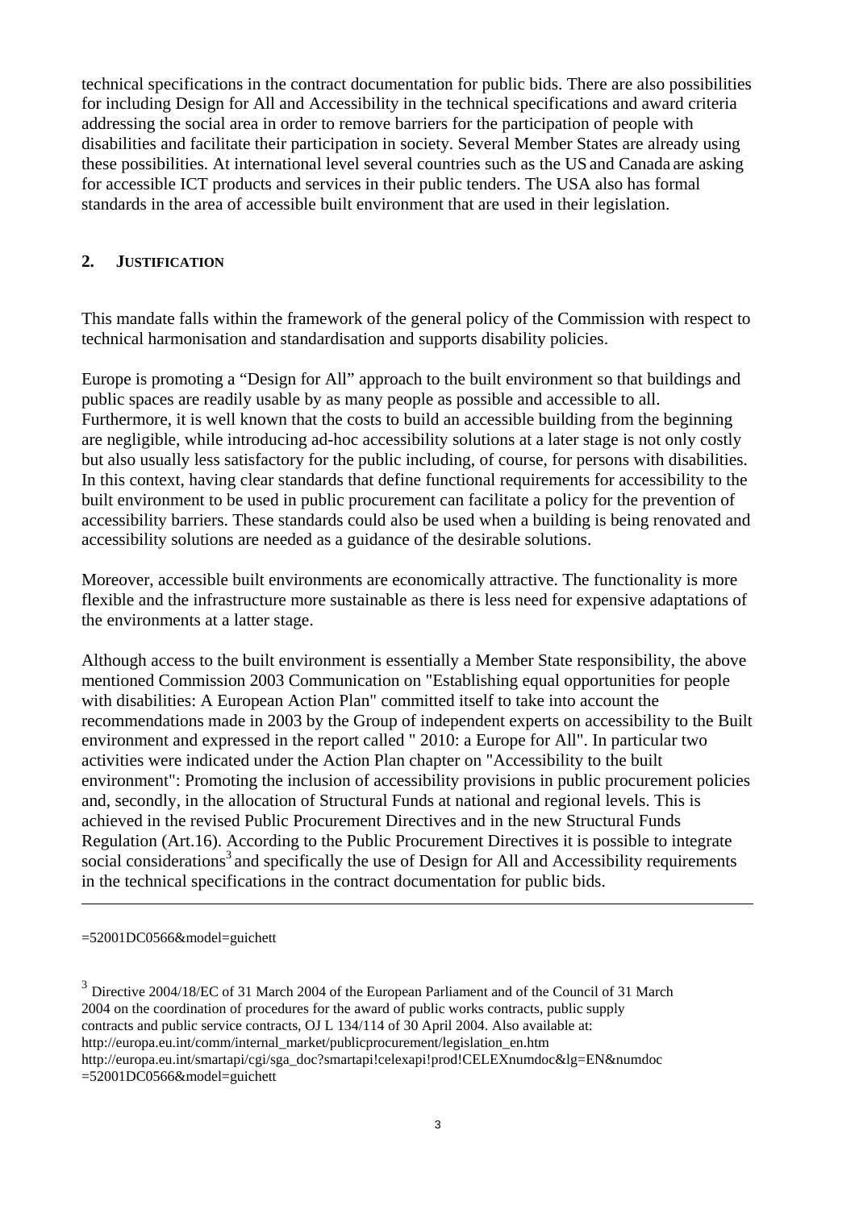technical specifications in the contract documentation for public bids. There are also possibilities for including Design for All and Accessibility in the technical specifications and award criteria addressing the social area in order to remove barriers for the participation of people with disabilities and facilitate their participation in society. Several Member States are already using these possibilities. At international level several countries such as the US and Canada are asking for accessible ICT products and services in their public tenders. The USA also has formal standards in the area of accessible built environment that are used in their legislation.

## 2. JUSTIFICATION

This mandate falls within the framework of the general policy of the Commission with respect to technical harmonisation and standardisation and supports disability policies.

Europe is promoting a "Design for All" approach to the built environment so that buildings and public spaces are readily usable by as many people as possible and accessible to all. Furthermore, it is well known that the costs to build an accessible building from the beginning are negligible, while introducing ad-hoc accessibility solutions at a later stage is not only costly but also usually less satisfactory for the public including, of course, for persons with disabilities. In this context, having clear standards that define functional requirements for accessibility to the built environment to be used in public procurement can facilitate a policy for the prevention of accessibility barriers. These standards could also be used when a building is being renovated and accessibility solutions are needed as a guidance of the desirable solutions.

Moreover, accessible built environments are economically attractive. The functionality is more flexible and the infrastructure more sustainable as there is less need for expensive adaptations of the environments at a latter stage.

Although access to the built environment is essentially a Member State responsibility, the above mentioned Commission 2003 Communication on "Establishing equal opportunities for people with disabilities: A European Action Plan" committed itself to take into account the recommendations made in 2003 by the Group of independent experts on accessibility to the Built environment and expressed in the report called " 2010: a Europe for All". In particular two activities were indicated under the Action Plan chapter on "Accessibility to the built environment": Promoting the inclusion of accessibility provisions in public procurement policies and, secondly, in the allocation of Structural Funds at national and regional levels. This is achieved in the revised Public Procurement Directives and in the new Structural Funds Regulation (Art.16). According to the Public Procurement Directives it is possible to integrate social considerations[3] and specifically the use of Design for All and Accessibility requirements in the technical specifications in the contract documentation for public bids.

---

=52001DC0566&model=guichett

[3] Directive 2004/18/EC of 31 March 2004 of the European Parliament and of the Council of 31 March 2004 on the coordination of procedures for the award of public works contracts, public supply contracts and public service contracts, OJ L 134/114 of 30 April 2004. Also available at: http://europa.eu.int/comm/internal_market/publicprocurement/legislation_en.htm
http://europa.eu.int/smartapi/cgi/sga_doc?smartapi!celexapi!prod!CELEXnumdoc&lg=EN&numdoc=52001DC0566&model=guichett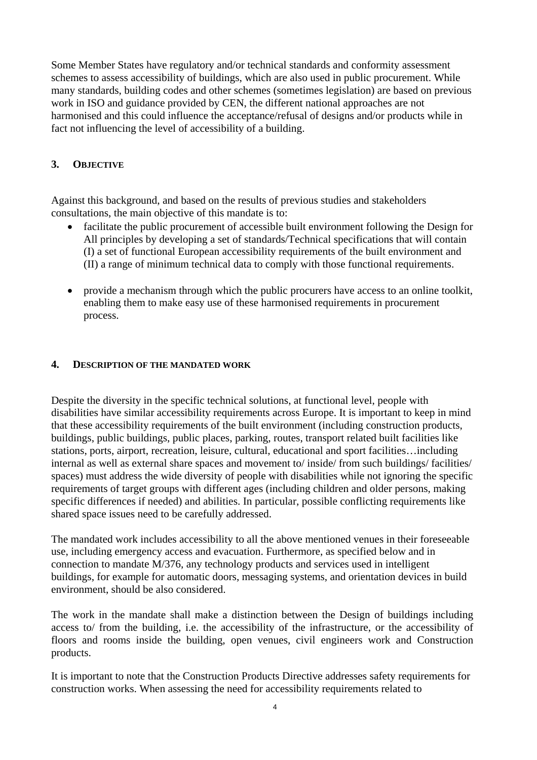Some Member States have regulatory and/or technical standards and conformity assessment schemes to assess accessibility of buildings, which are also used in public procurement. While many standards, building codes and other schemes (sometimes legislation) are based on previous work in ISO and guidance provided by CEN, the different national approaches are not harmonised and this could influence the acceptance/refusal of designs and/or products while in fact not influencing the level of accessibility of a building.

## 3. Objective

Against this background, and based on the results of previous studies and stakeholders consultations, the main objective of this mandate is to:

- facilitate the public procurement of accessible built environment following the Design for All principles by developing a set of standards/Technical specifications that will contain (I) a set of functional European accessibility requirements of the built environment and (II) a range of minimum technical data to comply with those functional requirements.

- provide a mechanism through which the public procurers have access to an online toolkit, enabling them to make easy use of these harmonised requirements in procurement process.

## 4. Description of the mandated work

Despite the diversity in the specific technical solutions, at functional level, people with disabilities have similar accessibility requirements across Europe. It is important to keep in mind that these accessibility requirements of the built environment (including construction products, buildings, public buildings, public places, parking, routes, transport related built facilities like stations, ports, airport, recreation, leisure, cultural, educational and sport facilities…including internal as well as external share spaces and movement to/ inside/ from such buildings/ facilities/ spaces) must address the wide diversity of people with disabilities while not ignoring the specific requirements of target groups with different ages (including children and older persons, making specific differences if needed) and abilities. In particular, possible conflicting requirements like shared space issues need to be carefully addressed.

The mandated work includes accessibility to all the above mentioned venues in their foreseeable use, including emergency access and evacuation. Furthermore, as specified below and in connection to mandate M/376, any technology products and services used in intelligent buildings, for example for automatic doors, messaging systems, and orientation devices in build environment, should be also considered.

The work in the mandate shall make a distinction between the Design of buildings including access to/ from the building, i.e. the accessibility of the infrastructure, or the accessibility of floors and rooms inside the building, open venues, civil engineers work and Construction products.

It is important to note that the Construction Products Directive addresses safety requirements for construction works. When assessing the need for accessibility requirements related to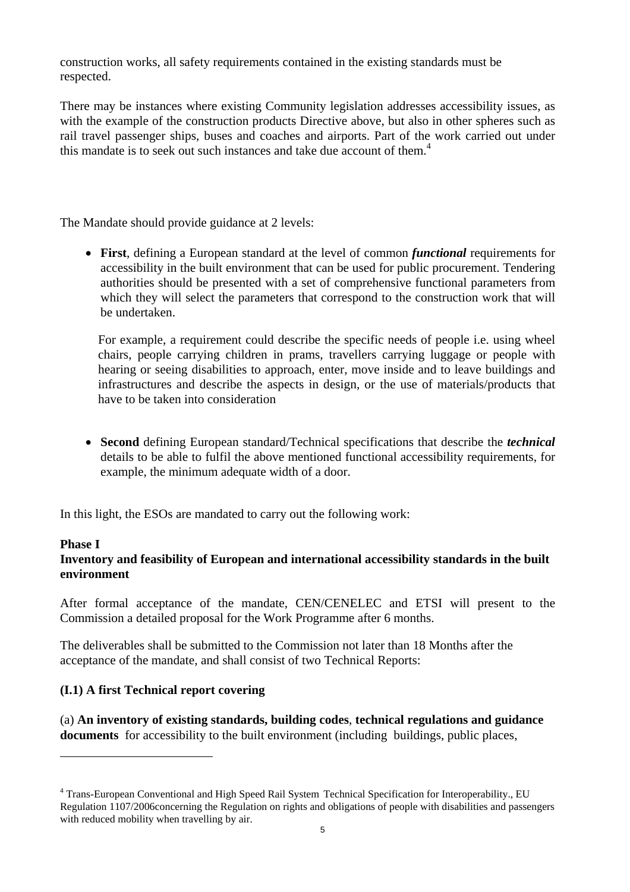construction works, all safety requirements contained in the existing standards must be respected.

There may be instances where existing Community legislation addresses accessibility issues, as with the example of the construction products Directive above, but also in other spheres such as rail travel passenger ships, buses and coaches and airports. Part of the work carried out under this mandate is to seek out such instances and take due account of them.[4]

The Mandate should provide guidance at 2 levels:

- **First**, defining a European standard at the level of common ***functional*** requirements for accessibility in the built environment that can be used for public procurement. Tendering authorities should be presented with a set of comprehensive functional parameters from which they will select the parameters that correspond to the construction work that will be undertaken.

  For example, a requirement could describe the specific needs of people i.e. using wheel chairs, people carrying children in prams, travellers carrying luggage or people with hearing or seeing disabilities to approach, enter, move inside and to leave buildings and infrastructures and describe the aspects in design, or the use of materials/products that have to be taken into consideration

- **Second** defining European standard/Technical specifications that describe the ***technical*** details to be able to fulfil the above mentioned functional accessibility requirements, for example, the minimum adequate width of a door.

In this light, the ESOs are mandated to carry out the following work:

**Phase I**
**Inventory and feasibility of European and international accessibility standards in the built environment**

After formal acceptance of the mandate, CEN/CENELEC and ETSI will present to the Commission a detailed proposal for the Work Programme after 6 months.

The deliverables shall be submitted to the Commission not later than 18 Months after the acceptance of the mandate, and shall consist of two Technical Reports:

**(I.1) A first Technical report covering**

(a) **An inventory of existing standards, building codes**, **technical regulations and guidance documents** for accessibility to the built environment (including buildings, public places,

---

[4] Trans-European Conventional and High Speed Rail System Technical Specification for Interoperability., EU Regulation 1107/2006concerning the Regulation on rights and obligations of people with disabilities and passengers with reduced mobility when travelling by air.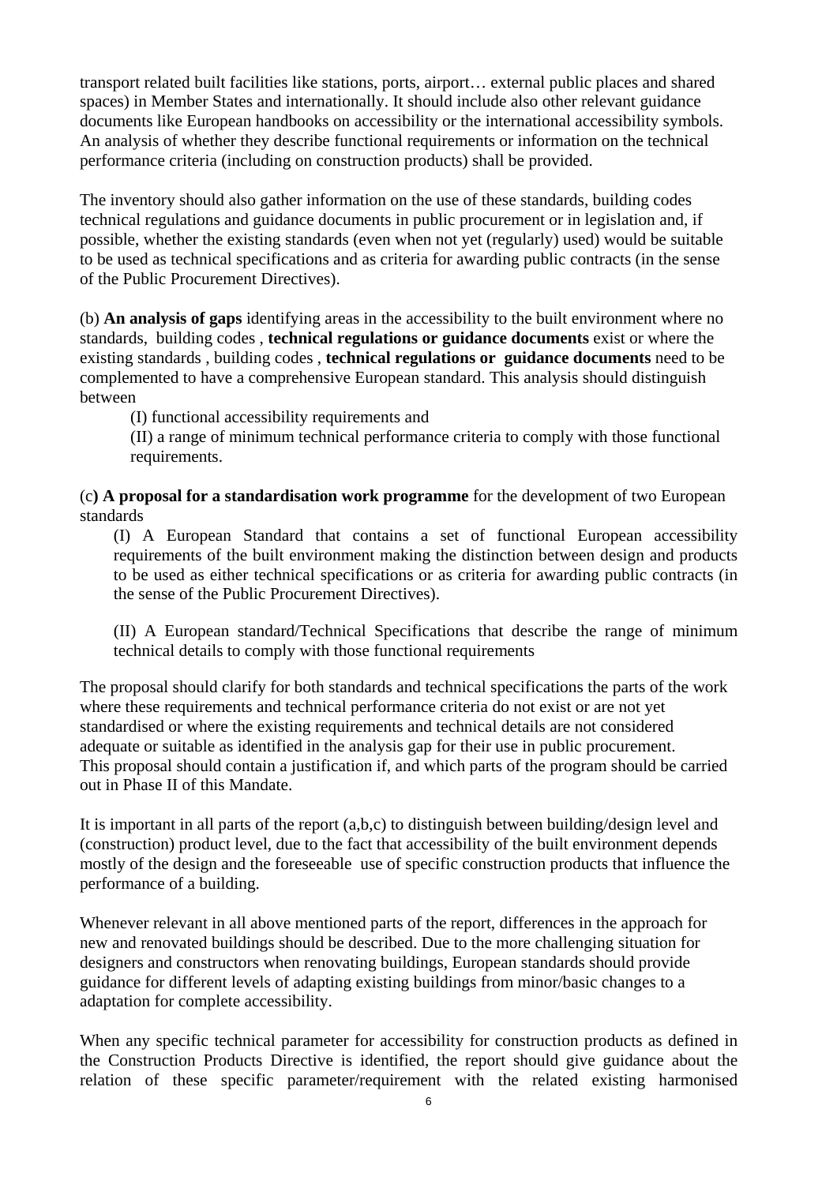transport related built facilities like stations, ports, airport… external public places and shared spaces) in Member States and internationally. It should include also other relevant guidance documents like European handbooks on accessibility or the international accessibility symbols. An analysis of whether they describe functional requirements or information on the technical performance criteria (including on construction products) shall be provided.

The inventory should also gather information on the use of these standards, building codes technical regulations and guidance documents in public procurement or in legislation and, if possible, whether the existing standards (even when not yet (regularly) used) would be suitable to be used as technical specifications and as criteria for awarding public contracts (in the sense of the Public Procurement Directives).

(b) **An analysis of gaps** identifying areas in the accessibility to the built environment where no standards, building codes , **technical regulations or guidance documents** exist or where the existing standards , building codes , **technical regulations or guidance documents** need to be complemented to have a comprehensive European standard. This analysis should distinguish between

(I) functional accessibility requirements and

(II) a range of minimum technical performance criteria to comply with those functional requirements.

(c**) A proposal for a standardisation work programme** for the development of two European standards

(I) A European Standard that contains a set of functional European accessibility requirements of the built environment making the distinction between design and products to be used as either technical specifications or as criteria for awarding public contracts (in the sense of the Public Procurement Directives).

(II) A European standard/Technical Specifications that describe the range of minimum technical details to comply with those functional requirements

The proposal should clarify for both standards and technical specifications the parts of the work where these requirements and technical performance criteria do not exist or are not yet standardised or where the existing requirements and technical details are not considered adequate or suitable as identified in the analysis gap for their use in public procurement. This proposal should contain a justification if, and which parts of the program should be carried out in Phase II of this Mandate.

It is important in all parts of the report (a,b,c) to distinguish between building/design level and (construction) product level, due to the fact that accessibility of the built environment depends mostly of the design and the foreseeable use of specific construction products that influence the performance of a building.

Whenever relevant in all above mentioned parts of the report, differences in the approach for new and renovated buildings should be described. Due to the more challenging situation for designers and constructors when renovating buildings, European standards should provide guidance for different levels of adapting existing buildings from minor/basic changes to a adaptation for complete accessibility.

When any specific technical parameter for accessibility for construction products as defined in the Construction Products Directive is identified, the report should give guidance about the relation of these specific parameter/requirement with the related existing harmonised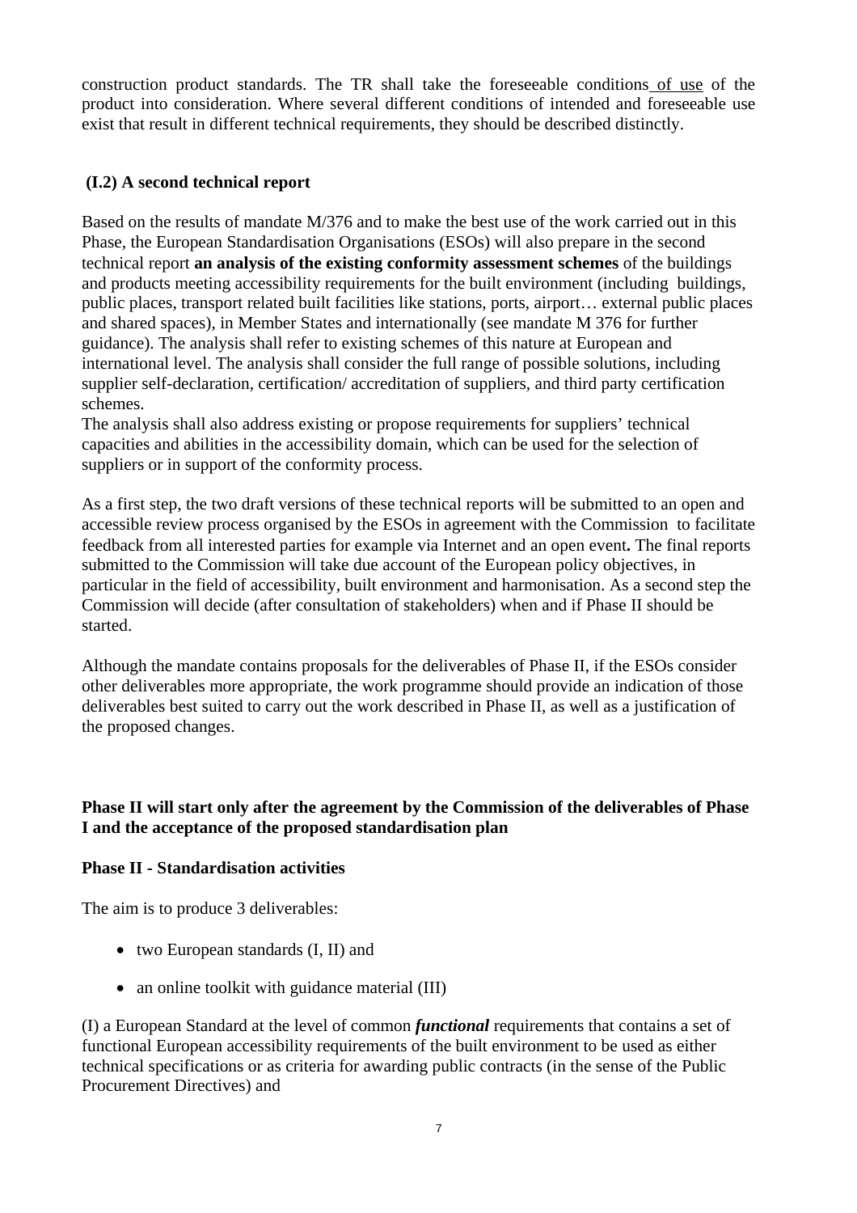construction product standards. The TR shall take the foreseeable conditions of use of the product into consideration. Where several different conditions of intended and foreseeable use exist that result in different technical requirements, they should be described distinctly.

### (I.2) A second technical report

Based on the results of mandate M/376 and to make the best use of the work carried out in this Phase, the European Standardisation Organisations (ESOs) will also prepare in the second technical report **an analysis of the existing conformity assessment schemes** of the buildings and products meeting accessibility requirements for the built environment (including buildings, public places, transport related built facilities like stations, ports, airport… external public places and shared spaces), in Member States and internationally (see mandate M 376 for further guidance). The analysis shall refer to existing schemes of this nature at European and international level. The analysis shall consider the full range of possible solutions, including supplier self-declaration, certification/ accreditation of suppliers, and third party certification schemes.
The analysis shall also address existing or propose requirements for suppliers' technical capacities and abilities in the accessibility domain, which can be used for the selection of suppliers or in support of the conformity process.

As a first step, the two draft versions of these technical reports will be submitted to an open and accessible review process organised by the ESOs in agreement with the Commission to facilitate feedback from all interested parties for example via Internet and an open event**.** The final reports submitted to the Commission will take due account of the European policy objectives, in particular in the field of accessibility, built environment and harmonisation. As a second step the Commission will decide (after consultation of stakeholders) when and if Phase II should be started.

Although the mandate contains proposals for the deliverables of Phase II, if the ESOs consider other deliverables more appropriate, the work programme should provide an indication of those deliverables best suited to carry out the work described in Phase II, as well as a justification of the proposed changes.

**Phase II will start only after the agreement by the Commission of the deliverables of Phase I and the acceptance of the proposed standardisation plan**

### Phase II - Standardisation activities

The aim is to produce 3 deliverables:

- two European standards (I, II) and
- an online toolkit with guidance material (III)

(I) a European Standard at the level of common ***functional*** requirements that contains a set of functional European accessibility requirements of the built environment to be used as either technical specifications or as criteria for awarding public contracts (in the sense of the Public Procurement Directives) and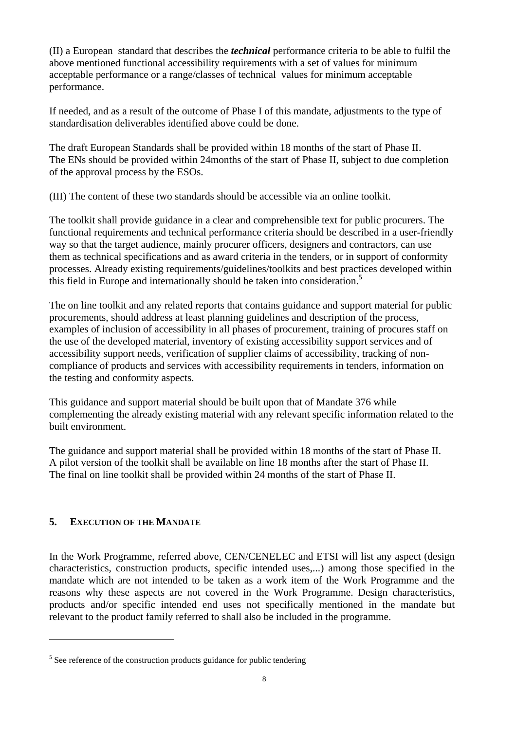(II) a European standard that describes the ***technical*** performance criteria to be able to fulfil the above mentioned functional accessibility requirements with a set of values for minimum acceptable performance or a range/classes of technical values for minimum acceptable performance.

If needed, and as a result of the outcome of Phase I of this mandate, adjustments to the type of standardisation deliverables identified above could be done.

The draft European Standards shall be provided within 18 months of the start of Phase II. The ENs should be provided within 24months of the start of Phase II, subject to due completion of the approval process by the ESOs.

(III) The content of these two standards should be accessible via an online toolkit.

The toolkit shall provide guidance in a clear and comprehensible text for public procurers. The functional requirements and technical performance criteria should be described in a user-friendly way so that the target audience, mainly procurer officers, designers and contractors, can use them as technical specifications and as award criteria in the tenders, or in support of conformity processes. Already existing requirements/guidelines/toolkits and best practices developed within this field in Europe and internationally should be taken into consideration.[5]

The on line toolkit and any related reports that contains guidance and support material for public procurements, should address at least planning guidelines and description of the process, examples of inclusion of accessibility in all phases of procurement, training of procures staff on the use of the developed material, inventory of existing accessibility support services and of accessibility support needs, verification of supplier claims of accessibility, tracking of non-compliance of products and services with accessibility requirements in tenders, information on the testing and conformity aspects.

This guidance and support material should be built upon that of Mandate 376 while complementing the already existing material with any relevant specific information related to the built environment.

The guidance and support material shall be provided within 18 months of the start of Phase II. A pilot version of the toolkit shall be available on line 18 months after the start of Phase II. The final on line toolkit shall be provided within 24 months of the start of Phase II.

## 5. EXECUTION OF THE MANDATE

In the Work Programme, referred above, CEN/CENELEC and ETSI will list any aspect (design characteristics, construction products, specific intended uses,...) among those specified in the mandate which are not intended to be taken as a work item of the Work Programme and the reasons why these aspects are not covered in the Work Programme. Design characteristics, products and/or specific intended end uses not specifically mentioned in the mandate but relevant to the product family referred to shall also be included in the programme.

---

[5] See reference of the construction products guidance for public tendering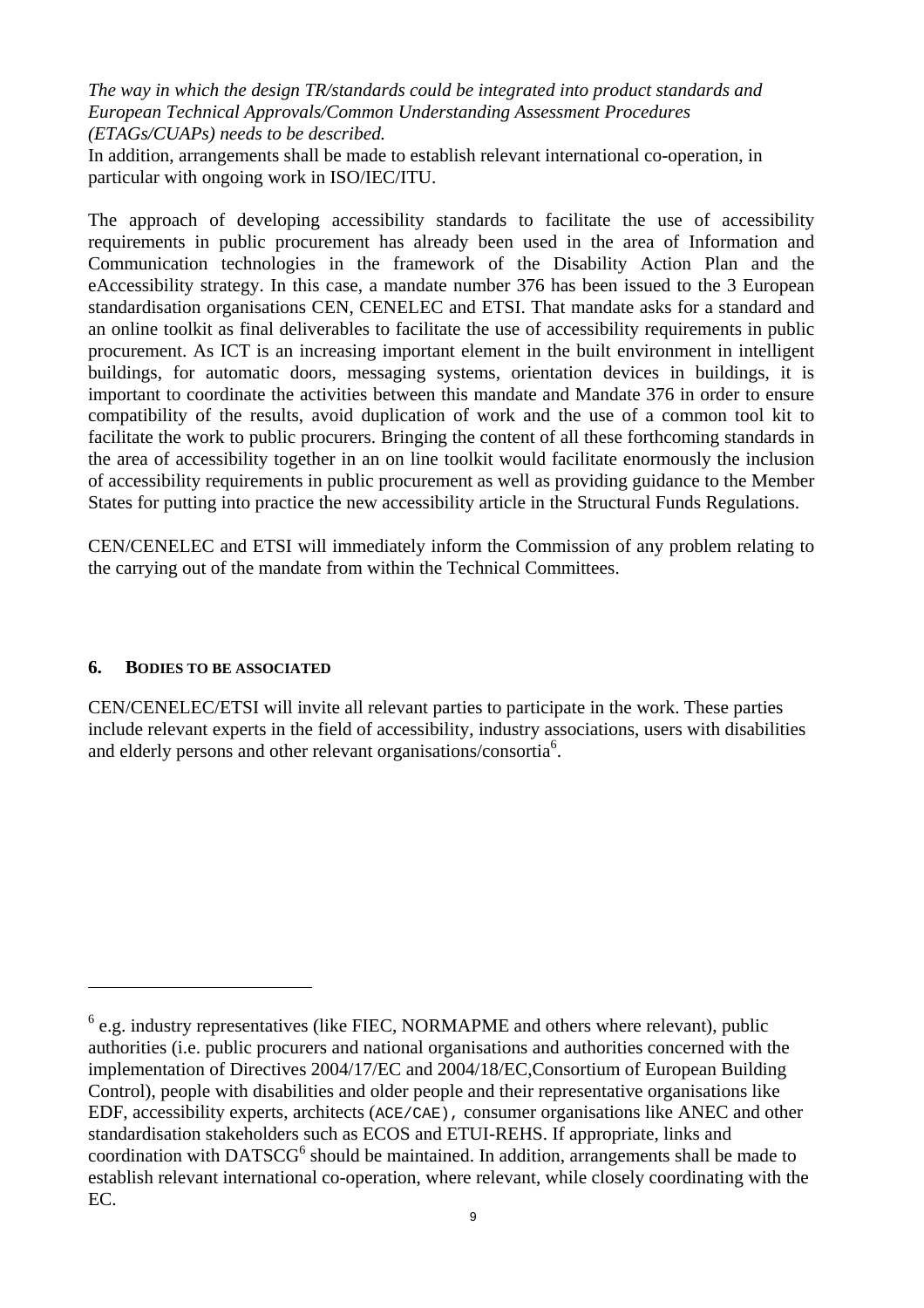*The way in which the design TR/standards could be integrated into product standards and European Technical Approvals/Common Understanding Assessment Procedures (ETAGs/CUAPs) needs to be described.*

In addition, arrangements shall be made to establish relevant international co-operation, in particular with ongoing work in ISO/IEC/ITU.

The approach of developing accessibility standards to facilitate the use of accessibility requirements in public procurement has already been used in the area of Information and Communication technologies in the framework of the Disability Action Plan and the eAccessibility strategy. In this case, a mandate number 376 has been issued to the 3 European standardisation organisations CEN, CENELEC and ETSI. That mandate asks for a standard and an online toolkit as final deliverables to facilitate the use of accessibility requirements in public procurement. As ICT is an increasing important element in the built environment in intelligent buildings, for automatic doors, messaging systems, orientation devices in buildings, it is important to coordinate the activities between this mandate and Mandate 376 in order to ensure compatibility of the results, avoid duplication of work and the use of a common tool kit to facilitate the work to public procurers. Bringing the content of all these forthcoming standards in the area of accessibility together in an on line toolkit would facilitate enormously the inclusion of accessibility requirements in public procurement as well as providing guidance to the Member States for putting into practice the new accessibility article in the Structural Funds Regulations.

CEN/CENELEC and ETSI will immediately inform the Commission of any problem relating to the carrying out of the mandate from within the Technical Committees.

## 6. Bodies to be associated

CEN/CENELEC/ETSI will invite all relevant parties to participate in the work. These parties include relevant experts in the field of accessibility, industry associations, users with disabilities and elderly persons and other relevant organisations/consortia[6].

---

[6] e.g. industry representatives (like FIEC, NORMAPME and others where relevant), public authorities (i.e. public procurers and national organisations and authorities concerned with the implementation of Directives 2004/17/EC and 2004/18/EC,Consortium of European Building Control), people with disabilities and older people and their representative organisations like EDF, accessibility experts, architects (ACE/CAE), consumer organisations like ANEC and other standardisation stakeholders such as ECOS and ETUI-REHS. If appropriate, links and coordination with DATSCG[6] should be maintained. In addition, arrangements shall be made to establish relevant international co-operation, where relevant, while closely coordinating with the EC.